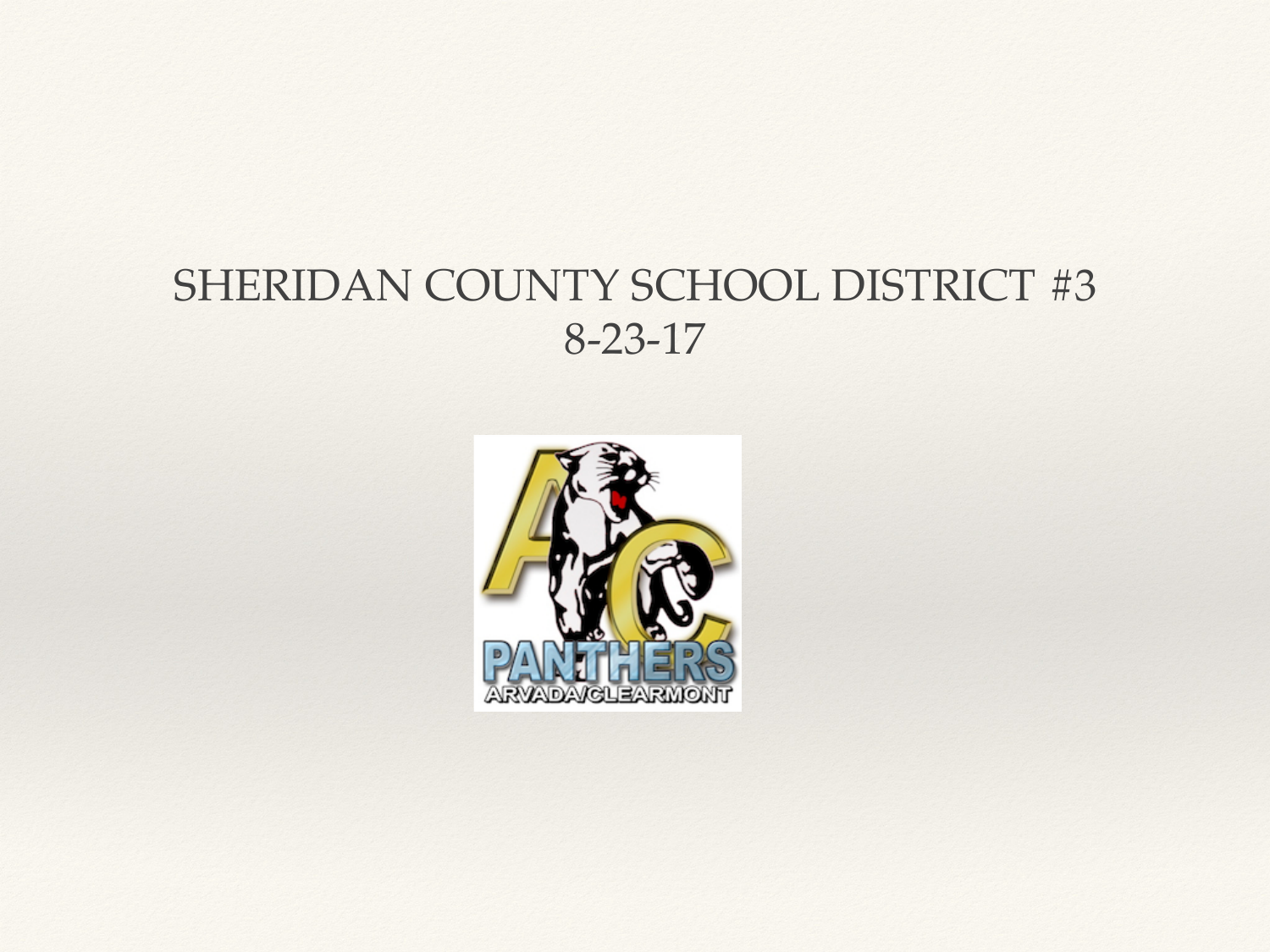# SHERIDAN COUNTY SCHOOL DISTRICT #3
8-23-17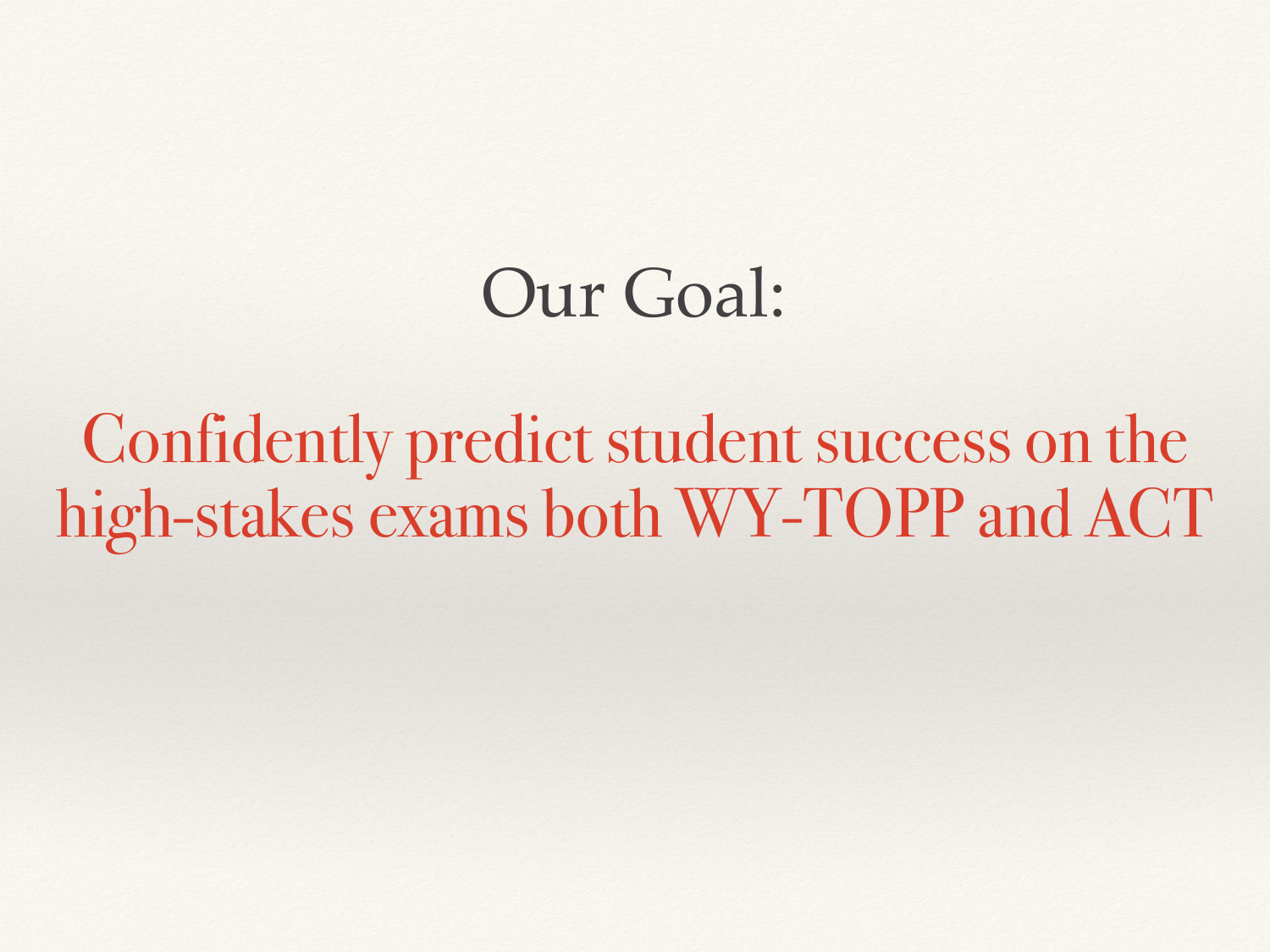# Our Goal:

Confidently predict student success on the high-stakes exams both WY-TOPP and ACT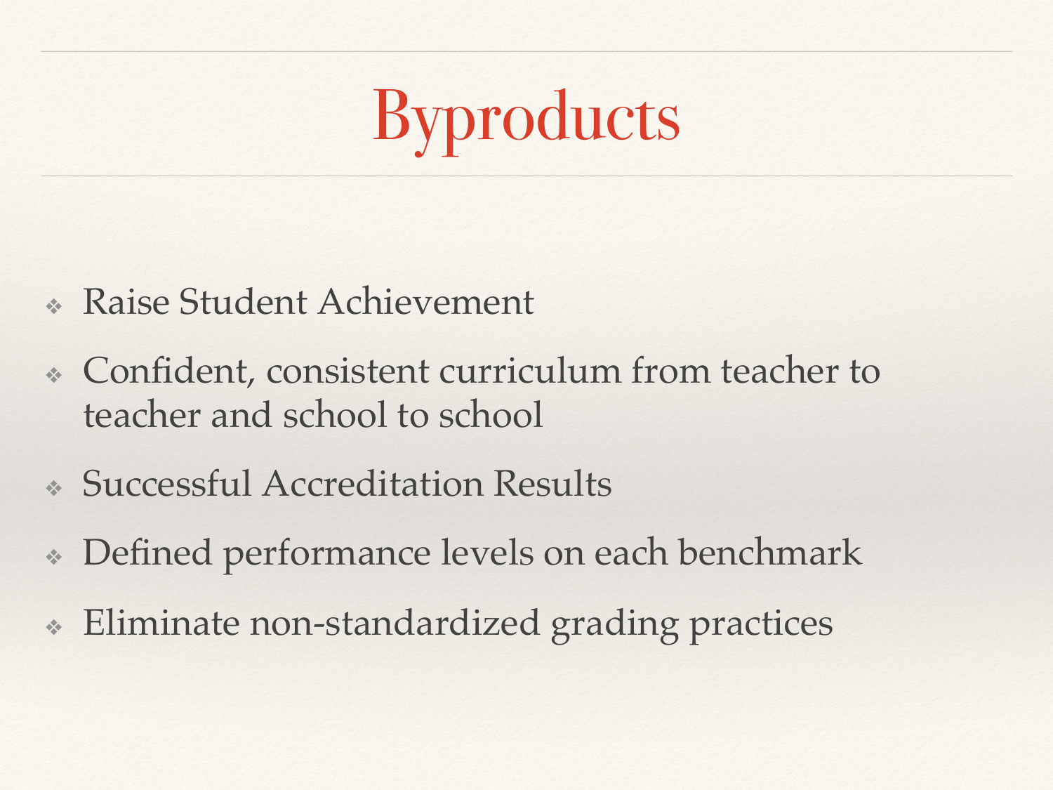# Byproducts

- Raise Student Achievement
- Confident, consistent curriculum from teacher to teacher and school to school
- Successful Accreditation Results
- Defined performance levels on each benchmark
- Eliminate non-standardized grading practices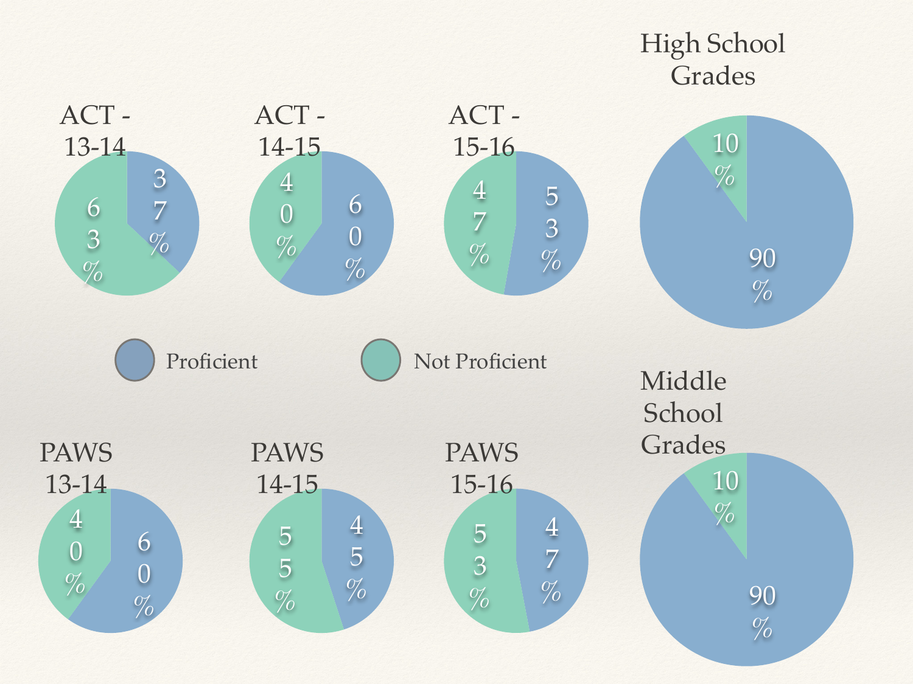| Chart | Proficient | Not Proficient |
| --- | --- | --- |
| ACT - 13-14 | 37% | 63% |
| ACT - 14-15 | 60% | 40% |
| ACT - 15-16 | 53% | 47% |
| High School Grades | 90% | 10% |
| PAWS 13-14 | 60% | 40% |
| PAWS 14-15 | 45% | 55% |
| PAWS 15-16 | 47% | 53% |
| Middle School Grades | 90% | 10% |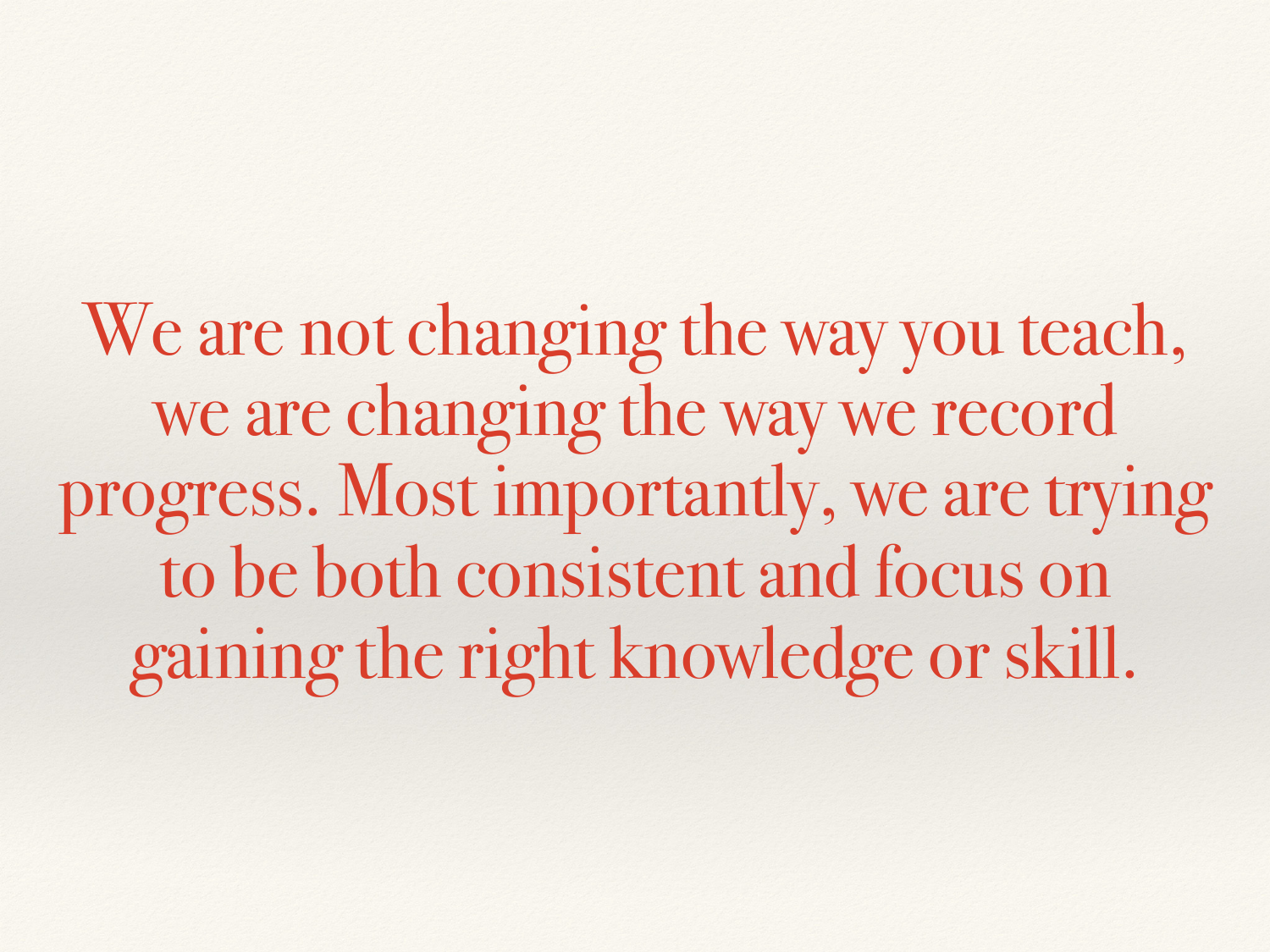We are not changing the way you teach, we are changing the way we record progress. Most importantly, we are trying to be both consistent and focus on gaining the right knowledge or skill.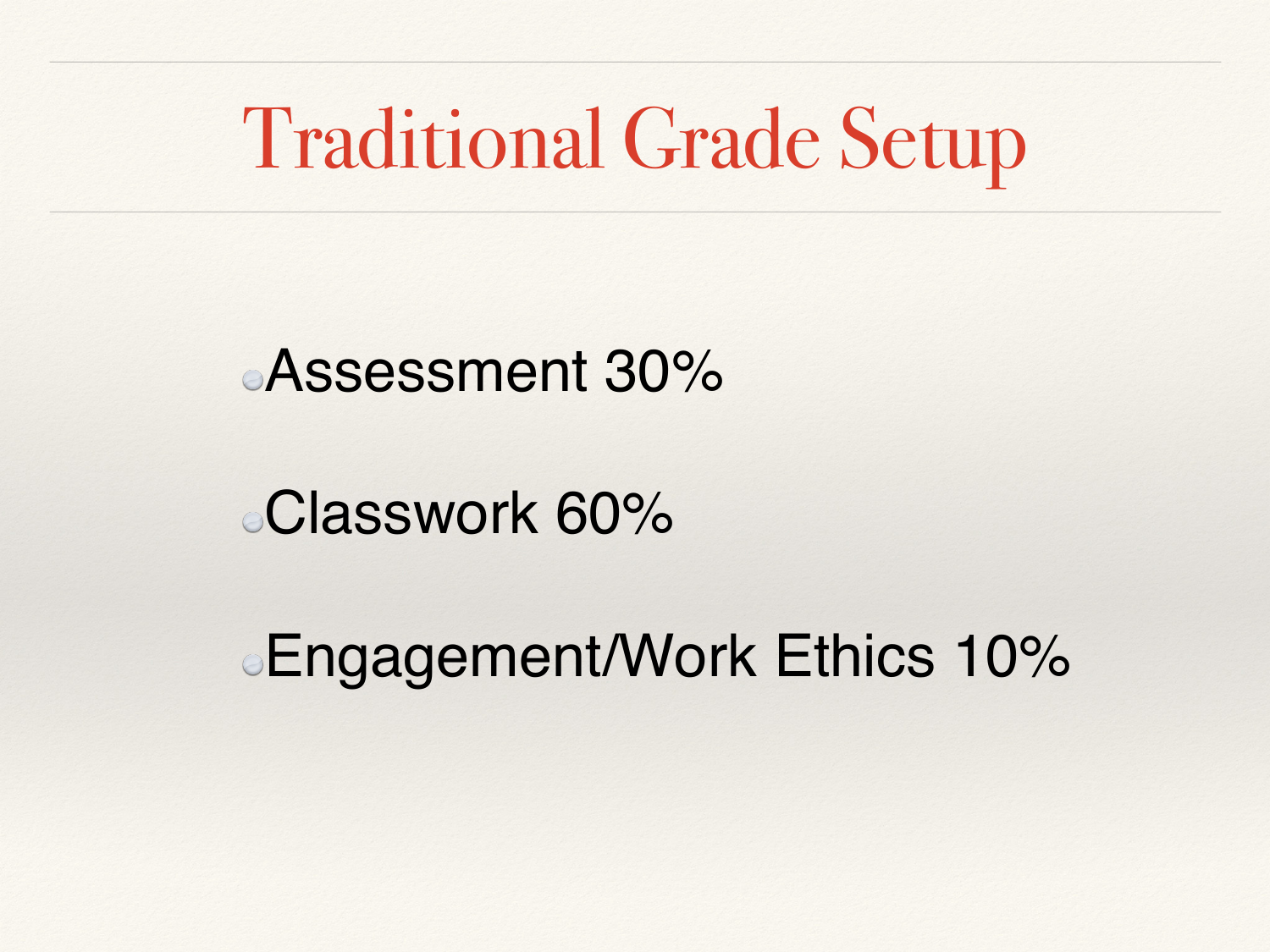# Traditional Grade Setup

- Assessment 30%
- Classwork 60%
- Engagement/Work Ethics 10%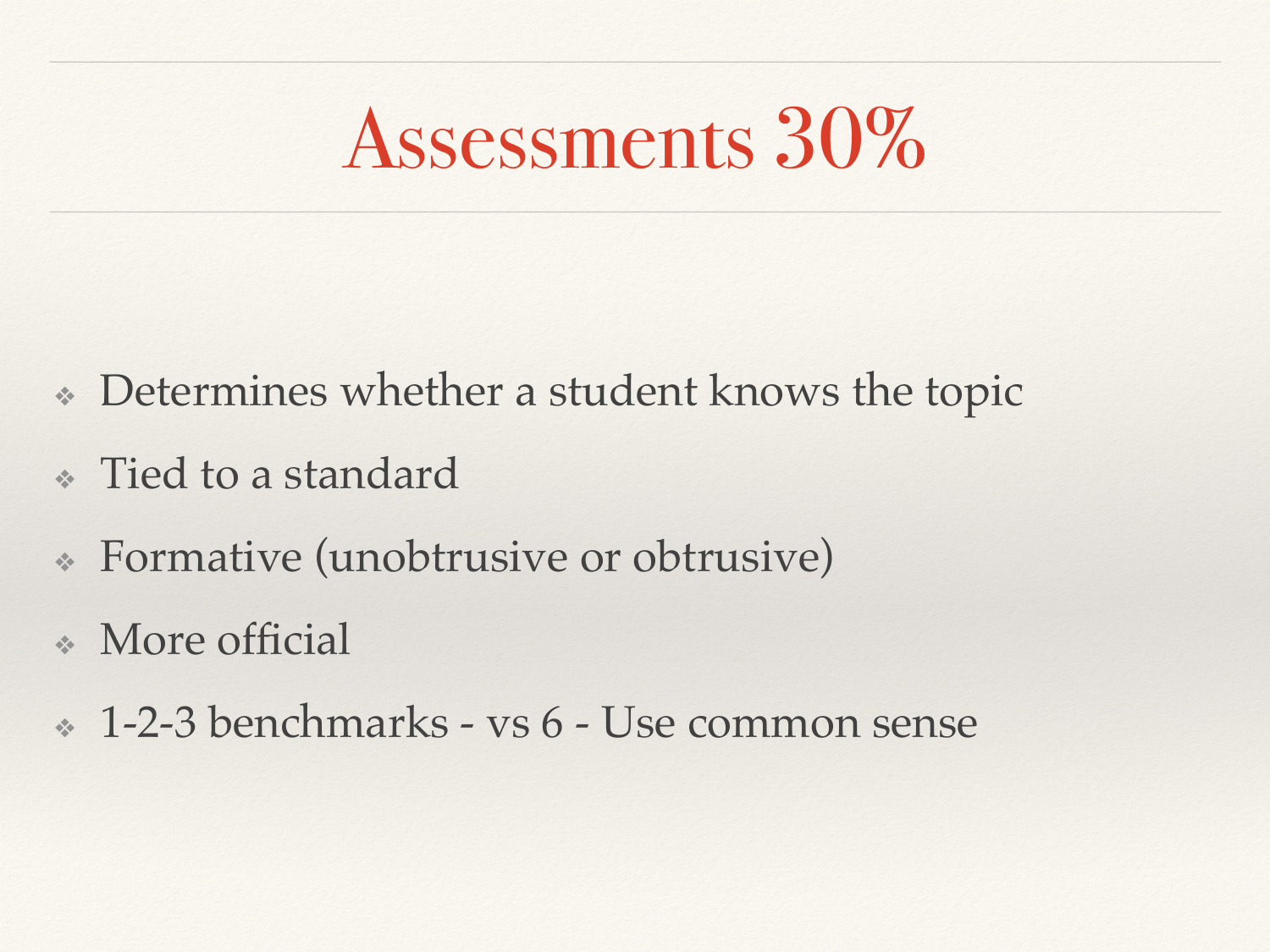# Assessments 30%

- Determines whether a student knows the topic
- Tied to a standard
- Formative (unobtrusive or obtrusive)
- More official
- 1-2-3 benchmarks - vs 6 - Use common sense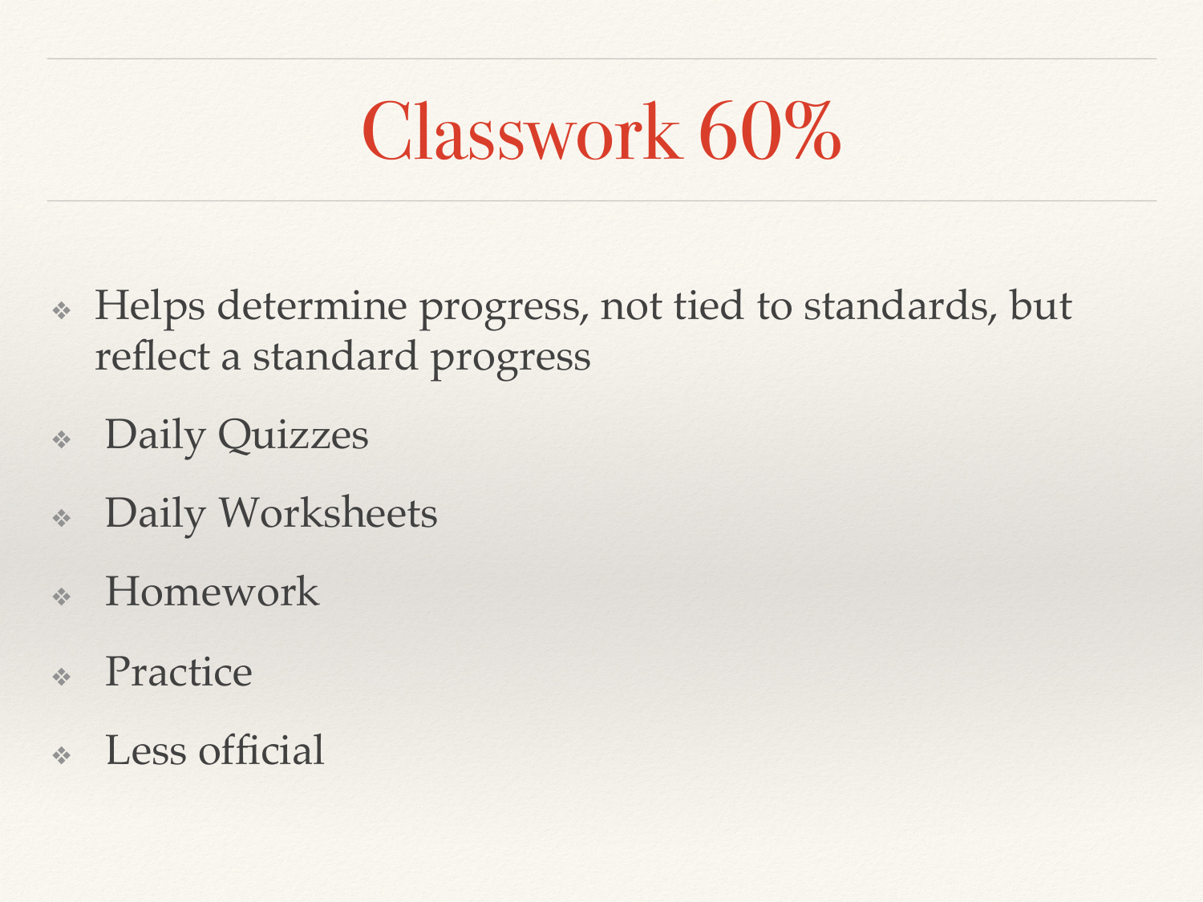# Classwork 60%

- Helps determine progress, not tied to standards, but reflect a standard progress
- Daily Quizzes
- Daily Worksheets
- Homework
- Practice
- Less official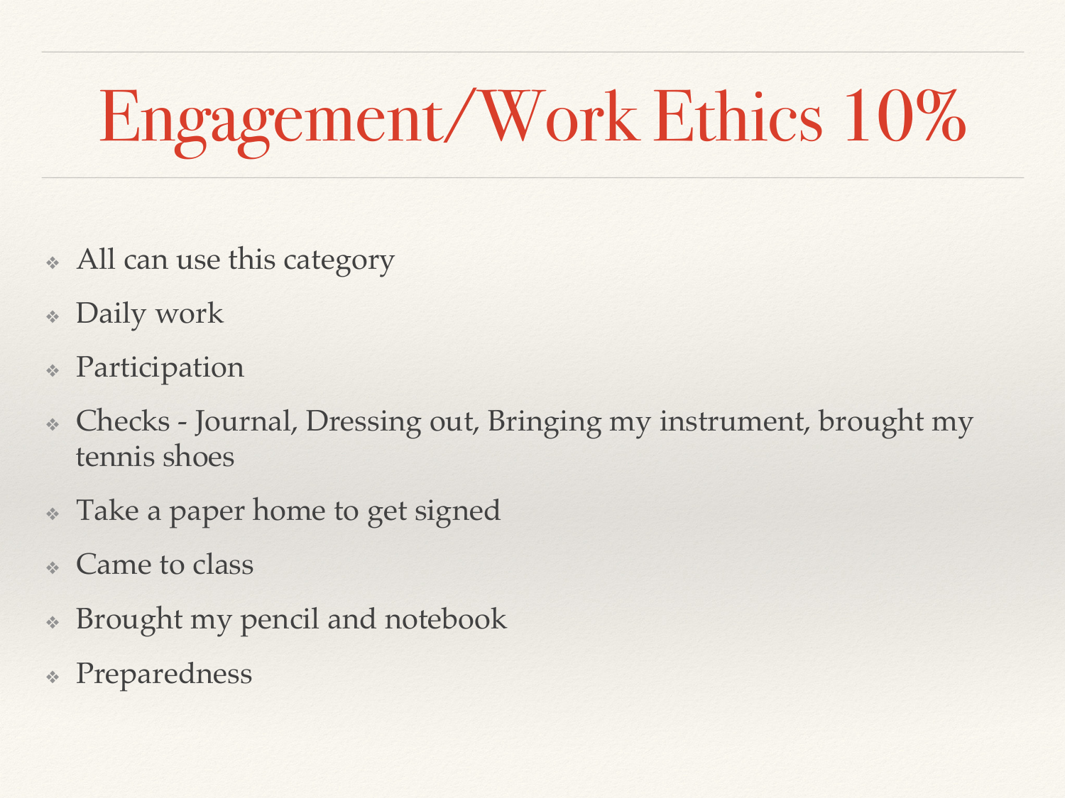# Engagement/Work Ethics 10%

- All can use this category
- Daily work
- Participation
- Checks - Journal, Dressing out, Bringing my instrument, brought my tennis shoes
- Take a paper home to get signed
- Came to class
- Brought my pencil and notebook
- Preparedness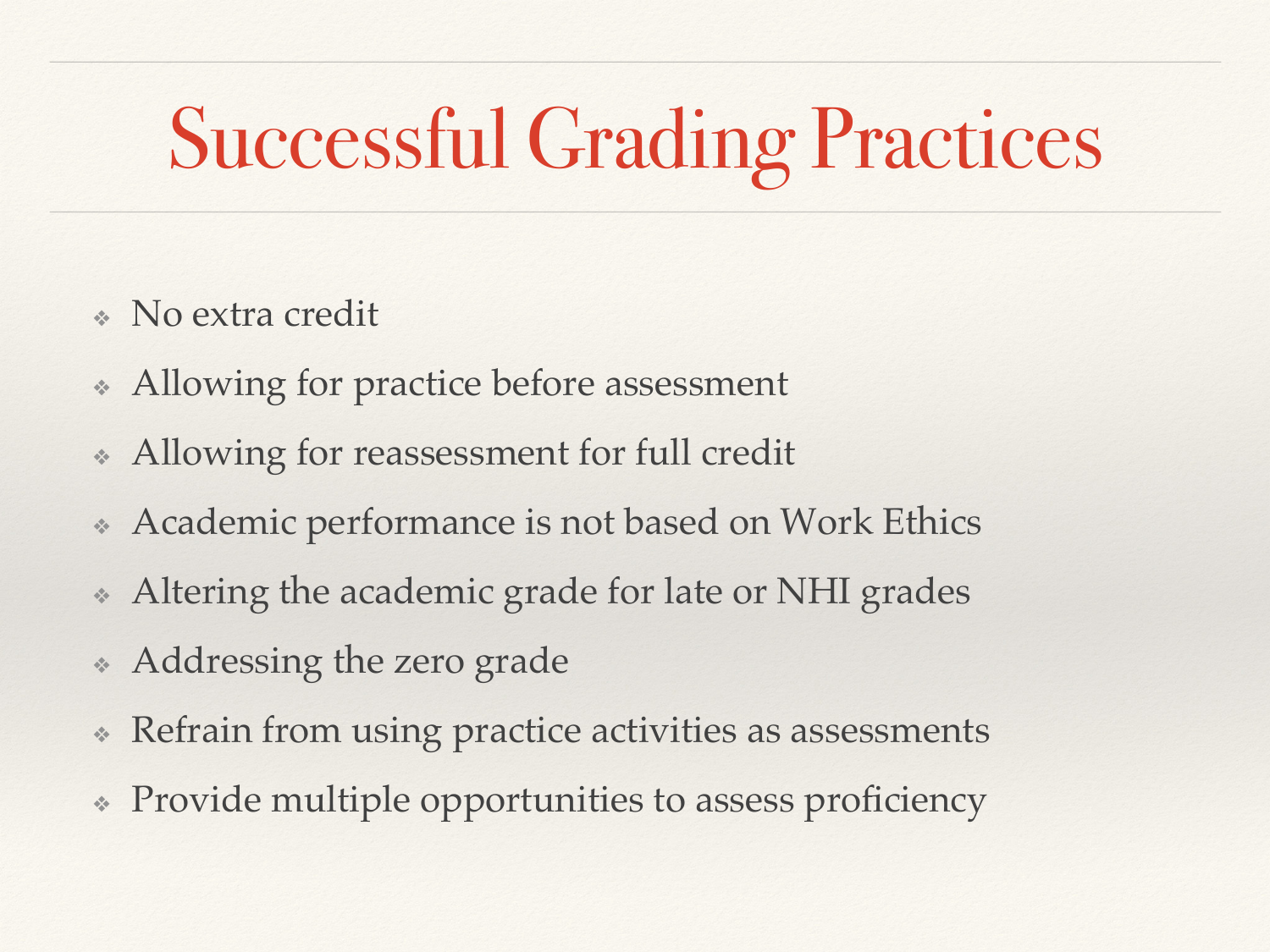# Successful Grading Practices

- No extra credit
- Allowing for practice before assessment
- Allowing for reassessment for full credit
- Academic performance is not based on Work Ethics
- Altering the academic grade for late or NHI grades
- Addressing the zero grade
- Refrain from using practice activities as assessments
- Provide multiple opportunities to assess proficiency